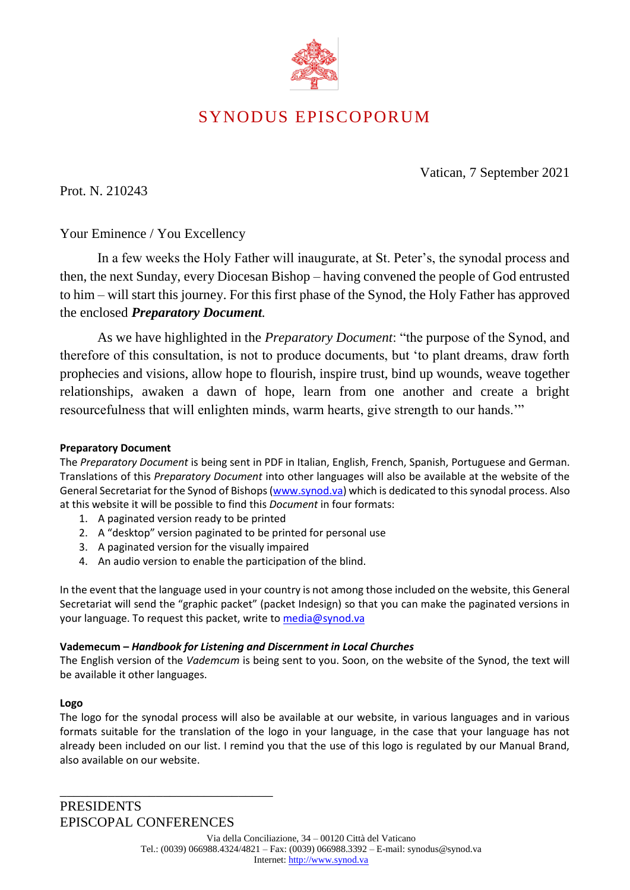# SYNODUS EPISCOPORUM

Vatican, 7 September 2021

Prot. N. 210243

Your Eminence / You Excellency

In a few weeks the Holy Father will inaugurate, at St. Peter's, the synodal process and then, the next Sunday, every Diocesan Bishop – having convened the people of God entrusted to him – will start this journey. For this first phase of the Synod, the Holy Father has approved the enclosed ***Preparatory Document***.

As we have highlighted in the *Preparatory Document*: "the purpose of the Synod, and therefore of this consultation, is not to produce documents, but 'to plant dreams, draw forth prophecies and visions, allow hope to flourish, inspire trust, bind up wounds, weave together relationships, awaken a dawn of hope, learn from one another and create a bright resourcefulness that will enlighten minds, warm hearts, give strength to our hands.'"

**Preparatory Document**

The *Preparatory Document* is being sent in PDF in Italian, English, French, Spanish, Portuguese and German. Translations of this *Preparatory Document* into other languages will also be available at the website of the General Secretariat for the Synod of Bishops (www.synod.va) which is dedicated to this synodal process. Also at this website it will be possible to find this *Document* in four formats:

1. A paginated version ready to be printed
2. A "desktop" version paginated to be printed for personal use
3. A paginated version for the visually impaired
4. An audio version to enable the participation of the blind.

In the event that the language used in your country is not among those included on the website, this General Secretariat will send the "graphic packet" (packet Indesign) so that you can make the paginated versions in your language. To request this packet, write to media@synod.va

**Vademecum – *Handbook for Listening and Discernment in Local Churches***

The English version of the *Vademecum* is being sent to you. Soon, on the website of the Synod, the text will be available it other languages.

**Logo**

The logo for the synodal process will also be available at our website, in various languages and in various formats suitable for the translation of the logo in your language, in the case that your language has not already been included on our list. I remind you that the use of this logo is regulated by our Manual Brand, also available on our website.

\_\_\_\_\_\_\_\_\_\_\_\_\_\_\_\_\_\_\_\_\_\_\_\_\_\_\_\_\_\_\_\_\_\_

PRESIDENTS
EPISCOPAL CONFERENCES

Via della Conciliazione, 34 – 00120 Città del Vaticano
Tel.: (0039) 066988.4324/4821 – Fax: (0039) 066988.3392 – E-mail: synodus@synod.va
Internet: http://www.synod.va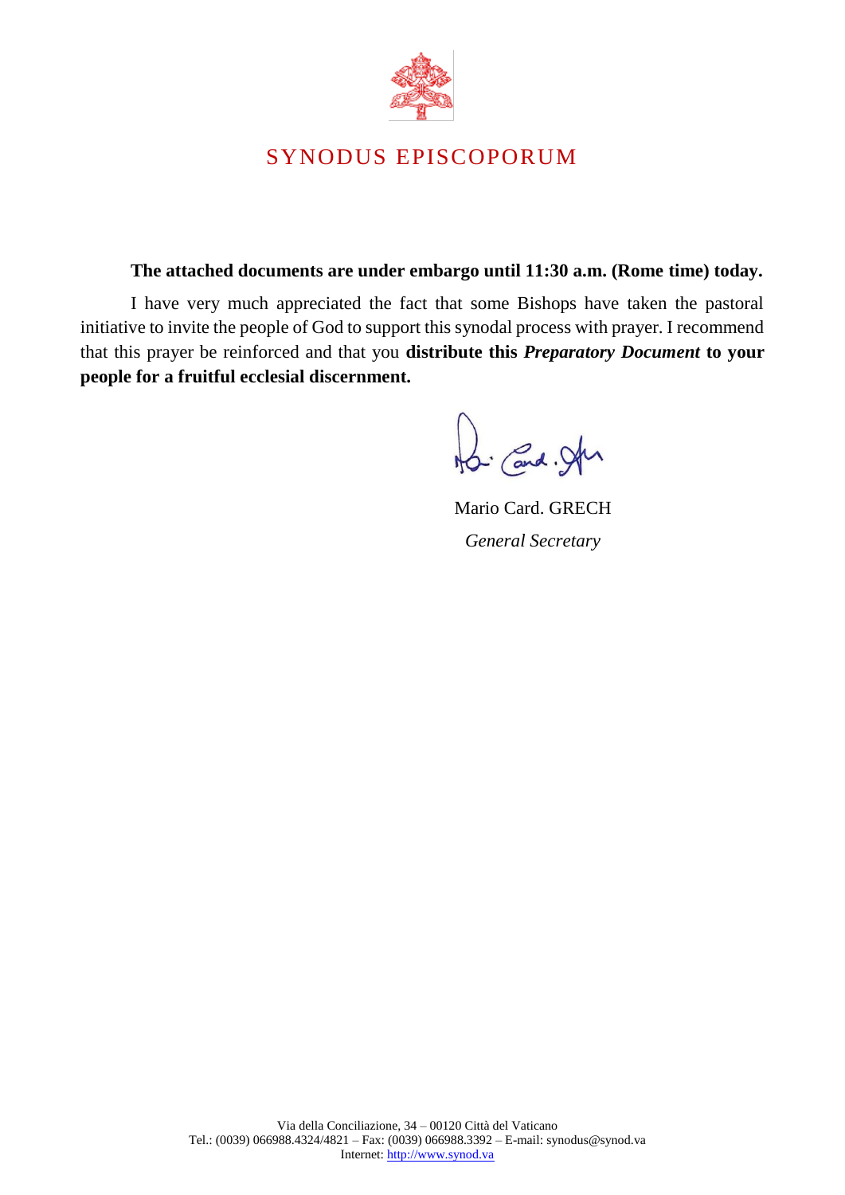# SYNODUS EPISCOPORUM

**The attached documents are under embargo until 11:30 a.m. (Rome time) today.**

I have very much appreciated the fact that some Bishops have taken the pastoral initiative to invite the people of God to support this synodal process with prayer. I recommend that this prayer be reinforced and that you **distribute this *Preparatory Document* to your people for a fruitful ecclesial discernment.**

Mario Card. GRECH

*General Secretary*

Via della Conciliazione, 34 – 00120 Città del Vaticano
Tel.: (0039) 066988.4324/4821 – Fax: (0039) 066988.3392 – E-mail: synodus@synod.va
Internet: http://www.synod.va